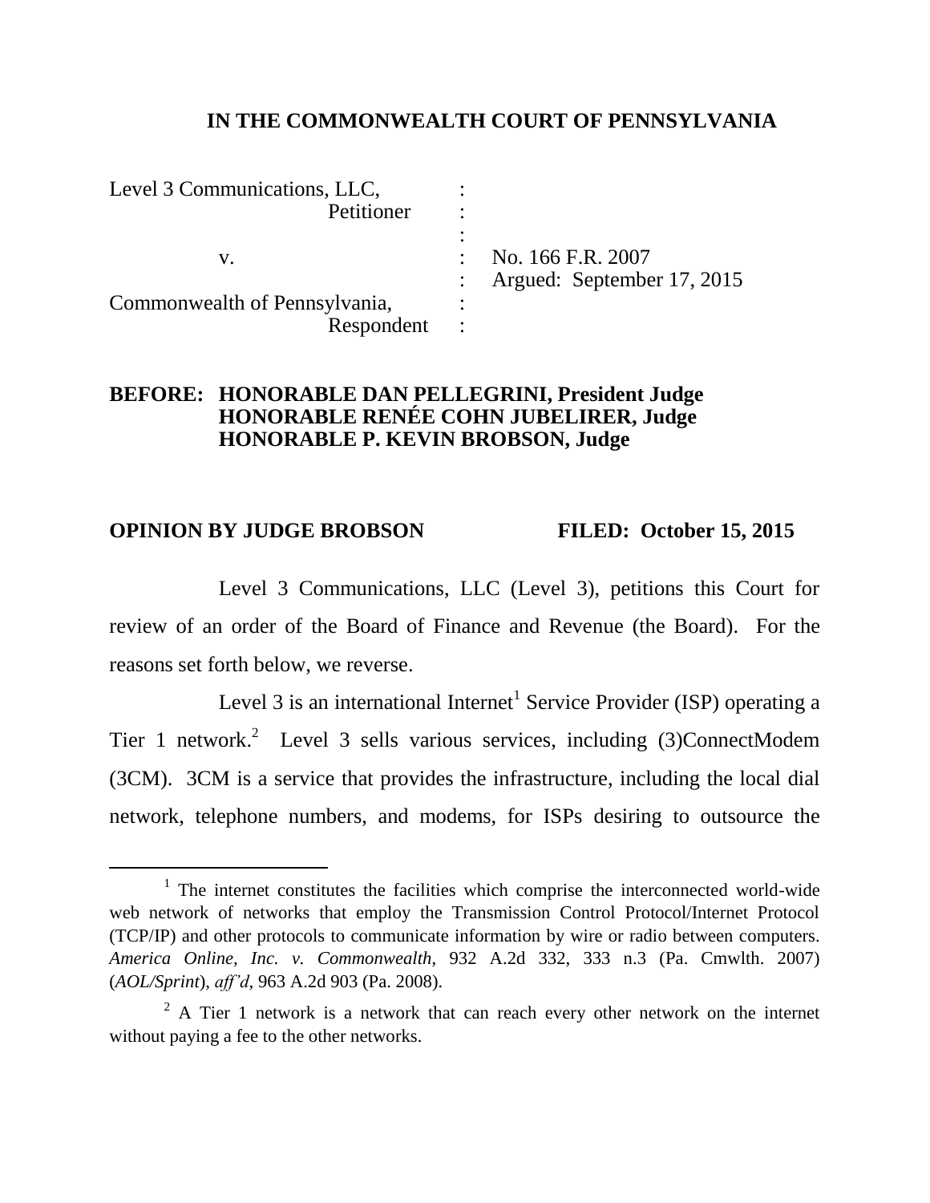**IN THE COMMONWEALTH COURT OF PENNSYLVANIA**

| | | |
|---|---|---|
| Level 3 Communications, LLC, | : | |
| Petitioner | : | |
| | : | |
| v. | : | No. 166 F.R. 2007 |
| | : | Argued: September 17, 2015 |
| Commonwealth of Pennsylvania, | : | |
| Respondent | : | |

**BEFORE: HONORABLE DAN PELLEGRINI, President Judge**
**HONORABLE RENÉE COHN JUBELIRER, Judge**
**HONORABLE P. KEVIN BROBSON, Judge**

**OPINION BY JUDGE BROBSON FILED: October 15, 2015**

Level 3 Communications, LLC (Level 3), petitions this Court for review of an order of the Board of Finance and Revenue (the Board). For the reasons set forth below, we reverse.

Level 3 is an international Internet[1] Service Provider (ISP) operating a Tier 1 network.[2] Level 3 sells various services, including (3)ConnectModem (3CM). 3CM is a service that provides the infrastructure, including the local dial network, telephone numbers, and modems, for ISPs desiring to outsource the

---

[1] The internet constitutes the facilities which comprise the interconnected world-wide web network of networks that employ the Transmission Control Protocol/Internet Protocol (TCP/IP) and other protocols to communicate information by wire or radio between computers. *America Online, Inc. v. Commonwealth*, 932 A.2d 332, 333 n.3 (Pa. Cmwlth. 2007) (*AOL/Sprint*), *aff'd*, 963 A.2d 903 (Pa. 2008).

[2] A Tier 1 network is a network that can reach every other network on the internet without paying a fee to the other networks.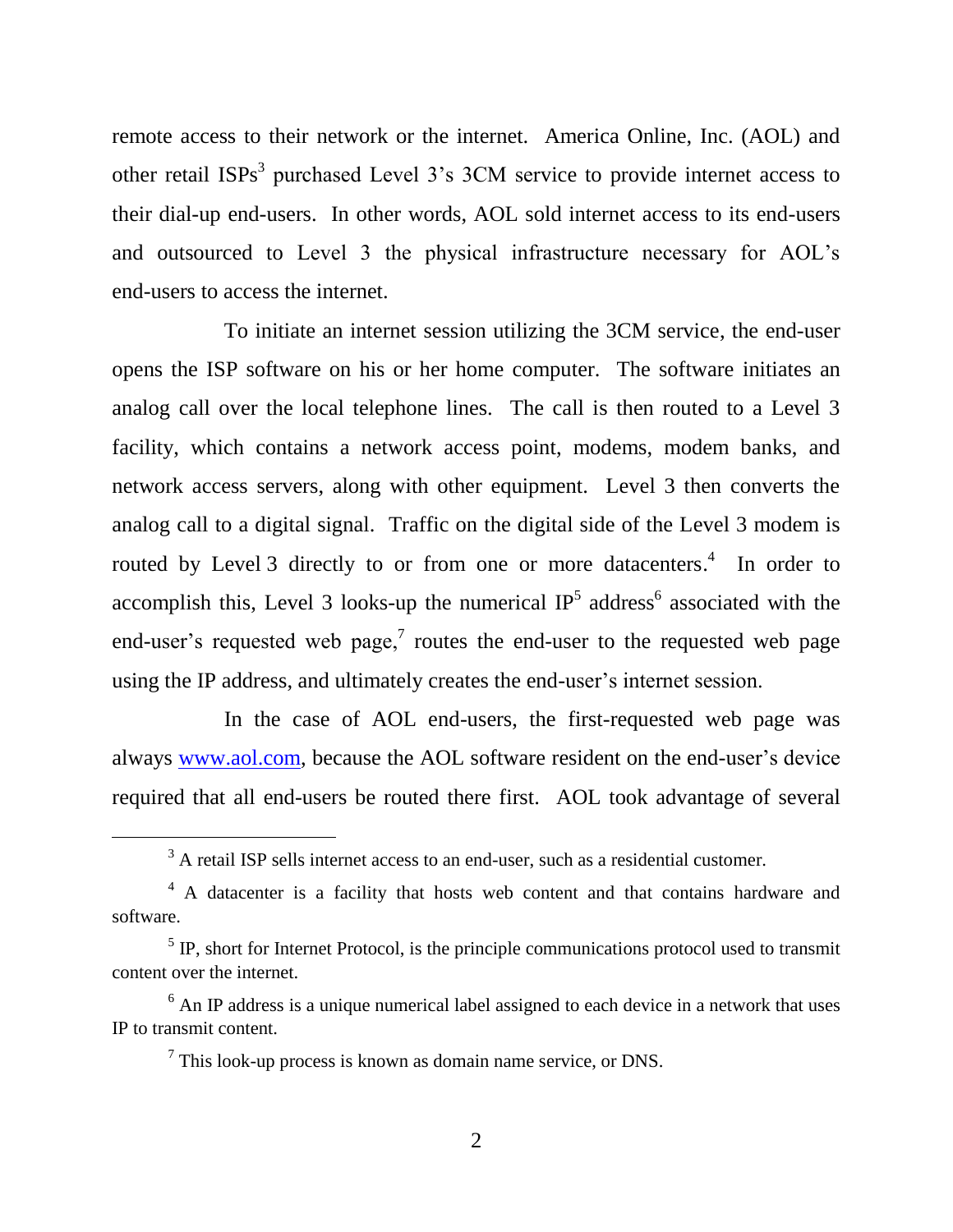remote access to their network or the internet. America Online, Inc. (AOL) and other retail ISPs[3] purchased Level 3's 3CM service to provide internet access to their dial-up end-users. In other words, AOL sold internet access to its end-users and outsourced to Level 3 the physical infrastructure necessary for AOL's end-users to access the internet.

To initiate an internet session utilizing the 3CM service, the end-user opens the ISP software on his or her home computer. The software initiates an analog call over the local telephone lines. The call is then routed to a Level 3 facility, which contains a network access point, modems, modem banks, and network access servers, along with other equipment. Level 3 then converts the analog call to a digital signal. Traffic on the digital side of the Level 3 modem is routed by Level 3 directly to or from one or more datacenters.[4] In order to accomplish this, Level 3 looks-up the numerical IP[5] address[6] associated with the end-user's requested web page,[7] routes the end-user to the requested web page using the IP address, and ultimately creates the end-user's internet session.

In the case of AOL end-users, the first-requested web page was always www.aol.com, because the AOL software resident on the end-user's device required that all end-users be routed there first. AOL took advantage of several

---

[3] A retail ISP sells internet access to an end-user, such as a residential customer.

[4] A datacenter is a facility that hosts web content and that contains hardware and software.

[5] IP, short for Internet Protocol, is the principle communications protocol used to transmit content over the internet.

[6] An IP address is a unique numerical label assigned to each device in a network that uses IP to transmit content.

[7] This look-up process is known as domain name service, or DNS.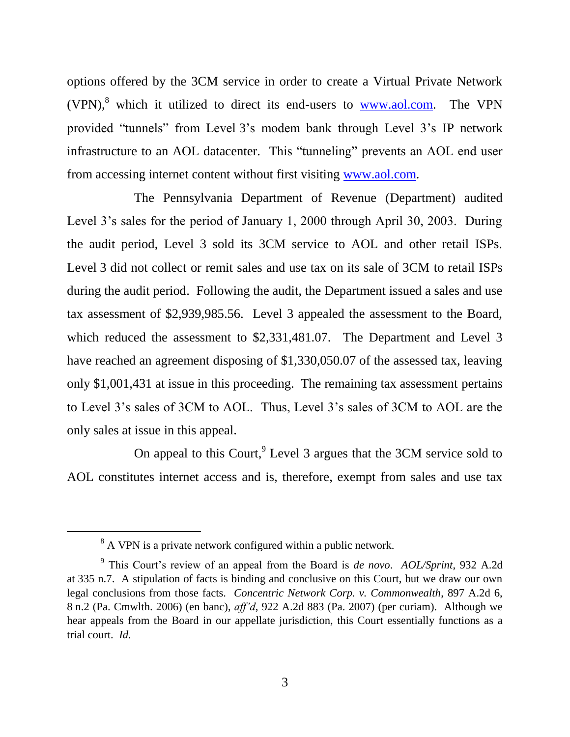options offered by the 3CM service in order to create a Virtual Private Network (VPN),[8] which it utilized to direct its end-users to www.aol.com. The VPN provided "tunnels" from Level 3's modem bank through Level 3's IP network infrastructure to an AOL datacenter. This "tunneling" prevents an AOL end user from accessing internet content without first visiting www.aol.com.

The Pennsylvania Department of Revenue (Department) audited Level 3's sales for the period of January 1, 2000 through April 30, 2003. During the audit period, Level 3 sold its 3CM service to AOL and other retail ISPs. Level 3 did not collect or remit sales and use tax on its sale of 3CM to retail ISPs during the audit period. Following the audit, the Department issued a sales and use tax assessment of $2,939,985.56. Level 3 appealed the assessment to the Board, which reduced the assessment to $2,331,481.07. The Department and Level 3 have reached an agreement disposing of $1,330,050.07 of the assessed tax, leaving only $1,001,431 at issue in this proceeding. The remaining tax assessment pertains to Level 3's sales of 3CM to AOL. Thus, Level 3's sales of 3CM to AOL are the only sales at issue in this appeal.

On appeal to this Court,[9] Level 3 argues that the 3CM service sold to AOL constitutes internet access and is, therefore, exempt from sales and use tax

---

[8] A VPN is a private network configured within a public network.

[9] This Court's review of an appeal from the Board is *de novo*. *AOL/Sprint*, 932 A.2d at 335 n.7. A stipulation of facts is binding and conclusive on this Court, but we draw our own legal conclusions from those facts. *Concentric Network Corp. v. Commonwealth*, 897 A.2d 6, 8 n.2 (Pa. Cmwlth. 2006) (en banc), *aff'd*, 922 A.2d 883 (Pa. 2007) (per curiam). Although we hear appeals from the Board in our appellate jurisdiction, this Court essentially functions as a trial court. *Id.*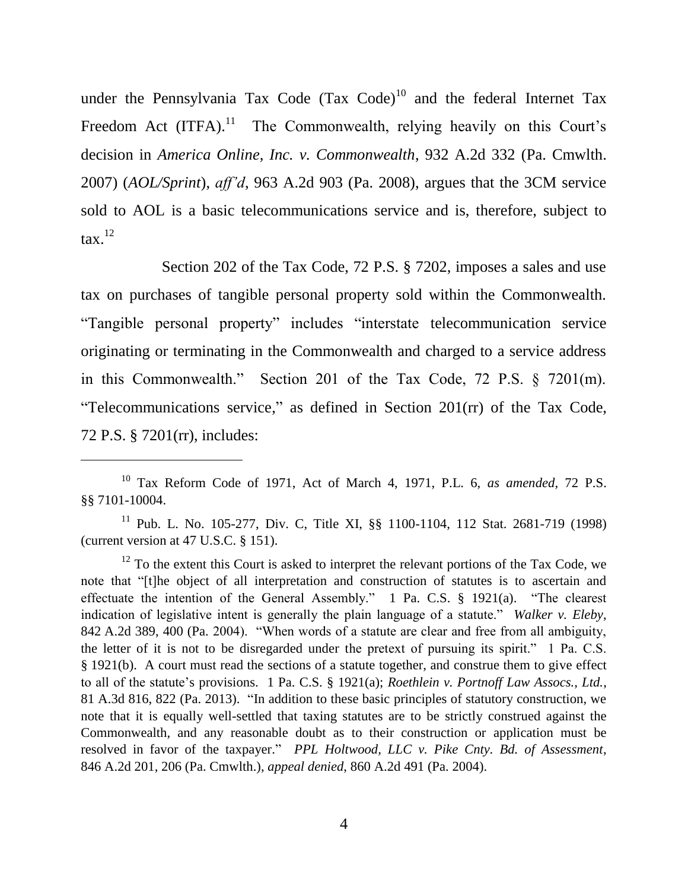under the Pennsylvania Tax Code (Tax Code)[10] and the federal Internet Tax Freedom Act (ITFA).[11] The Commonwealth, relying heavily on this Court's decision in *America Online, Inc. v. Commonwealth*, 932 A.2d 332 (Pa. Cmwlth. 2007) (*AOL/Sprint*), *aff'd*, 963 A.2d 903 (Pa. 2008), argues that the 3CM service sold to AOL is a basic telecommunications service and is, therefore, subject to tax.[12]

Section 202 of the Tax Code, 72 P.S. § 7202, imposes a sales and use tax on purchases of tangible personal property sold within the Commonwealth. "Tangible personal property" includes "interstate telecommunication service originating or terminating in the Commonwealth and charged to a service address in this Commonwealth." Section 201 of the Tax Code, 72 P.S. § 7201(m). "Telecommunications service," as defined in Section 201(rr) of the Tax Code, 72 P.S. § 7201(rr), includes:

---

[10] Tax Reform Code of 1971, Act of March 4, 1971, P.L. 6, *as amended*, 72 P.S. §§ 7101-10004.

[11] Pub. L. No. 105-277, Div. C, Title XI, §§ 1100-1104, 112 Stat. 2681-719 (1998) (current version at 47 U.S.C. § 151).

[12] To the extent this Court is asked to interpret the relevant portions of the Tax Code, we note that "[t]he object of all interpretation and construction of statutes is to ascertain and effectuate the intention of the General Assembly." 1 Pa. C.S. § 1921(a). "The clearest indication of legislative intent is generally the plain language of a statute." *Walker v. Eleby*, 842 A.2d 389, 400 (Pa. 2004). "When words of a statute are clear and free from all ambiguity, the letter of it is not to be disregarded under the pretext of pursuing its spirit." 1 Pa. C.S. § 1921(b). A court must read the sections of a statute together, and construe them to give effect to all of the statute's provisions. 1 Pa. C.S. § 1921(a); *Roethlein v. Portnoff Law Assocs., Ltd.*, 81 A.3d 816, 822 (Pa. 2013). "In addition to these basic principles of statutory construction, we note that it is equally well-settled that taxing statutes are to be strictly construed against the Commonwealth, and any reasonable doubt as to their construction or application must be resolved in favor of the taxpayer." *PPL Holtwood, LLC v. Pike Cnty. Bd. of Assessment*, 846 A.2d 201, 206 (Pa. Cmwlth.), *appeal denied*, 860 A.2d 491 (Pa. 2004).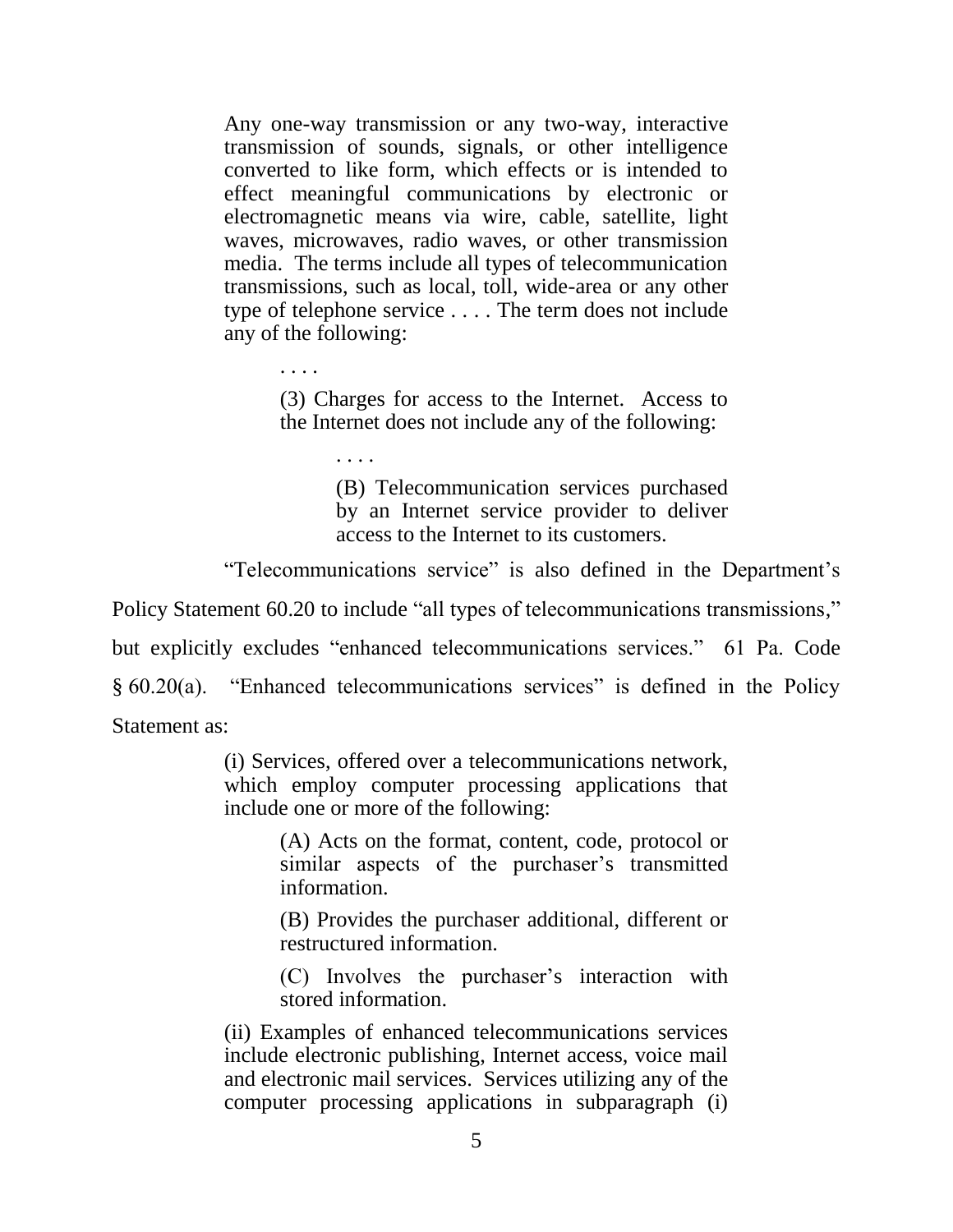> Any one-way transmission or any two-way, interactive transmission of sounds, signals, or other intelligence converted to like form, which effects or is intended to effect meaningful communications by electronic or electromagnetic means via wire, cable, satellite, light waves, microwaves, radio waves, or other transmission media. The terms include all types of telecommunication transmissions, such as local, toll, wide-area or any other type of telephone service . . . . The term does not include any of the following:
>
> > . . . .
> >
> > (3) Charges for access to the Internet. Access to the Internet does not include any of the following:
> >
> > > . . . .
> > >
> > > (B) Telecommunication services purchased by an Internet service provider to deliver access to the Internet to its customers.

"Telecommunications service" is also defined in the Department's Policy Statement 60.20 to include "all types of telecommunications transmissions," but explicitly excludes "enhanced telecommunications services." 61 Pa. Code § 60.20(a). "Enhanced telecommunications services" is defined in the Policy Statement as:

> (i) Services, offered over a telecommunications network, which employ computer processing applications that include one or more of the following:
>
> > (A) Acts on the format, content, code, protocol or similar aspects of the purchaser's transmitted information.
> >
> > (B) Provides the purchaser additional, different or restructured information.
> >
> > (C) Involves the purchaser's interaction with stored information.
>
> (ii) Examples of enhanced telecommunications services include electronic publishing, Internet access, voice mail and electronic mail services. Services utilizing any of the computer processing applications in subparagraph (i)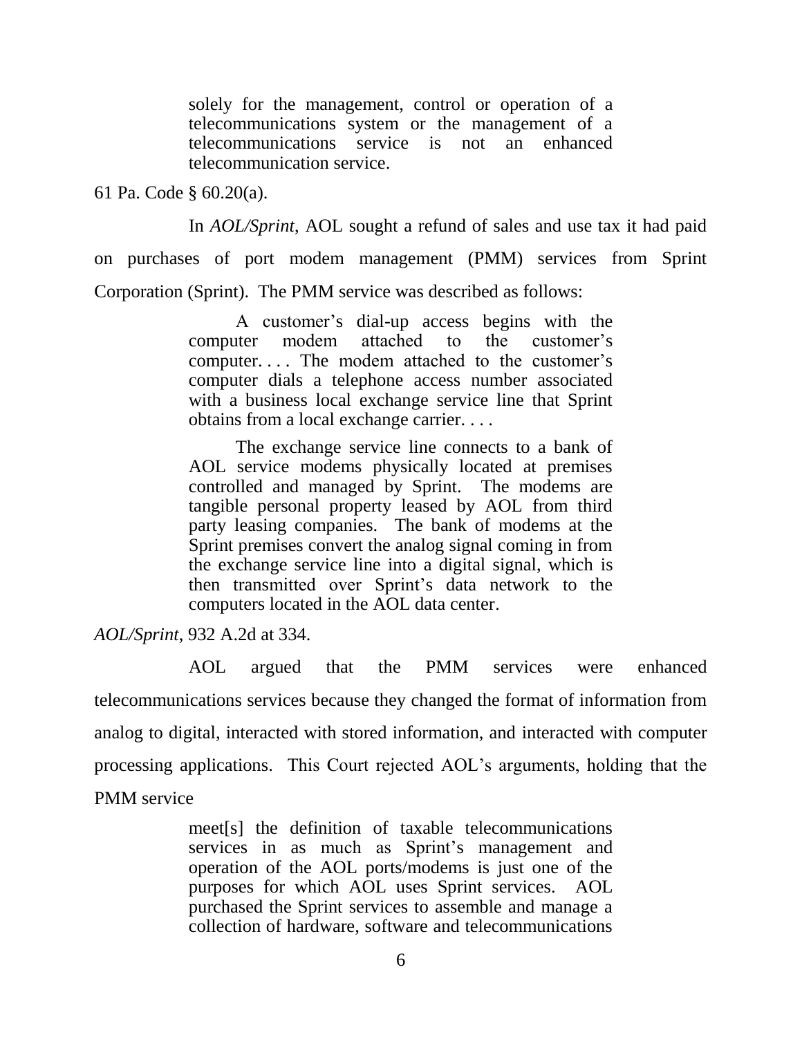> solely for the management, control or operation of a telecommunications system or the management of a telecommunications service is not an enhanced telecommunication service.

61 Pa. Code § 60.20(a).

In *AOL/Sprint*, AOL sought a refund of sales and use tax it had paid on purchases of port modem management (PMM) services from Sprint Corporation (Sprint). The PMM service was described as follows:

> A customer's dial-up access begins with the computer modem attached to the customer's computer. . . . The modem attached to the customer's computer dials a telephone access number associated with a business local exchange service line that Sprint obtains from a local exchange carrier. . . .
>
> The exchange service line connects to a bank of AOL service modems physically located at premises controlled and managed by Sprint. The modems are tangible personal property leased by AOL from third party leasing companies. The bank of modems at the Sprint premises convert the analog signal coming in from the exchange service line into a digital signal, which is then transmitted over Sprint's data network to the computers located in the AOL data center.

*AOL/Sprint*, 932 A.2d at 334.

AOL argued that the PMM services were enhanced telecommunications services because they changed the format of information from analog to digital, interacted with stored information, and interacted with computer processing applications. This Court rejected AOL's arguments, holding that the PMM service

> meet[s] the definition of taxable telecommunications services in as much as Sprint's management and operation of the AOL ports/modems is just one of the purposes for which AOL uses Sprint services. AOL purchased the Sprint services to assemble and manage a collection of hardware, software and telecommunications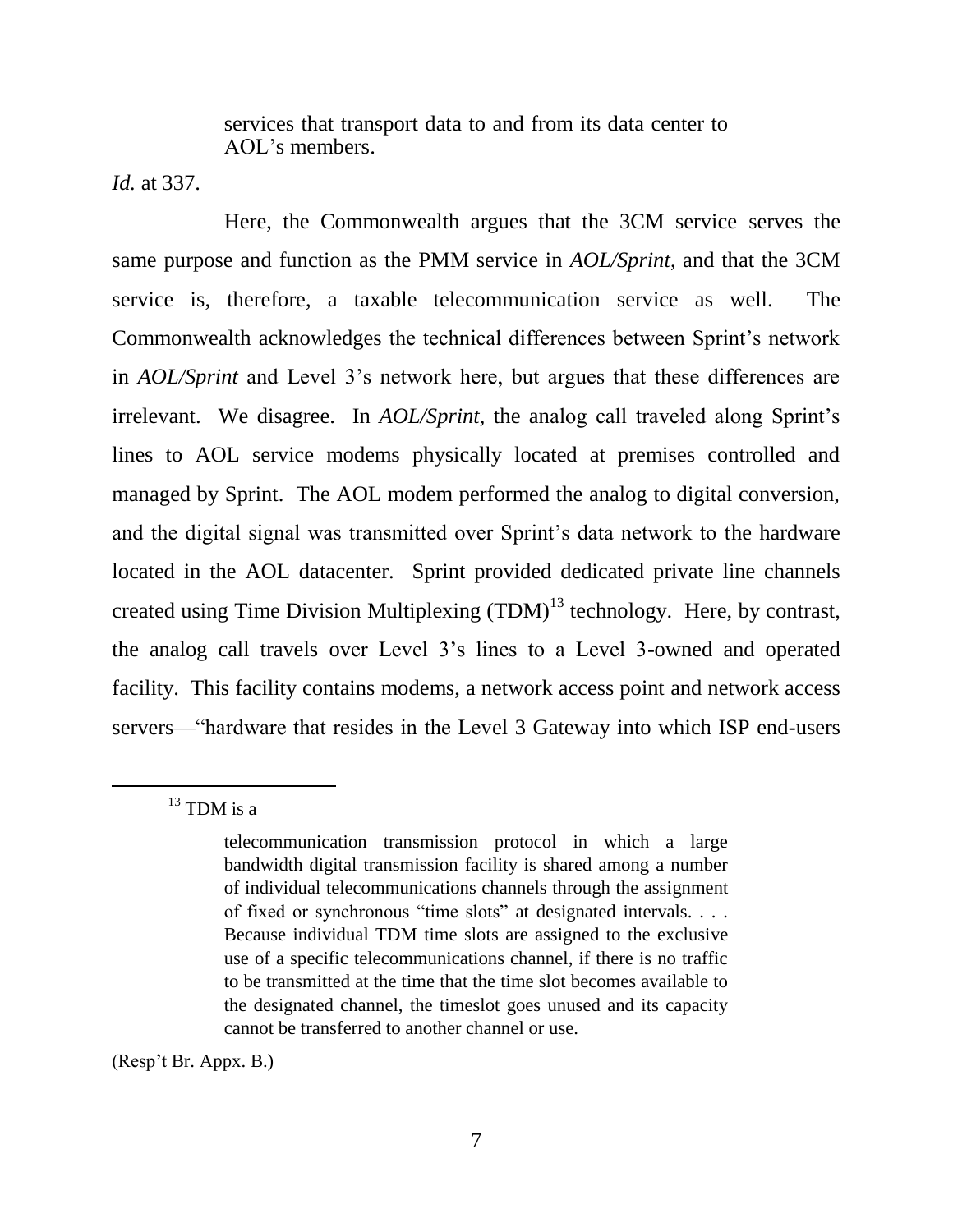> services that transport data to and from its data center to AOL's members.

*Id.* at 337.

Here, the Commonwealth argues that the 3CM service serves the same purpose and function as the PMM service in *AOL/Sprint*, and that the 3CM service is, therefore, a taxable telecommunication service as well. The Commonwealth acknowledges the technical differences between Sprint's network in *AOL/Sprint* and Level 3's network here, but argues that these differences are irrelevant. We disagree. In *AOL/Sprint*, the analog call traveled along Sprint's lines to AOL service modems physically located at premises controlled and managed by Sprint. The AOL modem performed the analog to digital conversion, and the digital signal was transmitted over Sprint's data network to the hardware located in the AOL datacenter. Sprint provided dedicated private line channels created using Time Division Multiplexing (TDM)[13] technology. Here, by contrast, the analog call travels over Level 3's lines to a Level 3-owned and operated facility. This facility contains modems, a network access point and network access servers—"hardware that resides in the Level 3 Gateway into which ISP end-users

---

[13] TDM is a

> telecommunication transmission protocol in which a large bandwidth digital transmission facility is shared among a number of individual telecommunications channels through the assignment of fixed or synchronous "time slots" at designated intervals. . . . Because individual TDM time slots are assigned to the exclusive use of a specific telecommunications channel, if there is no traffic to be transmitted at the time that the time slot becomes available to the designated channel, the timeslot goes unused and its capacity cannot be transferred to another channel or use.

(Resp't Br. Appx. B.)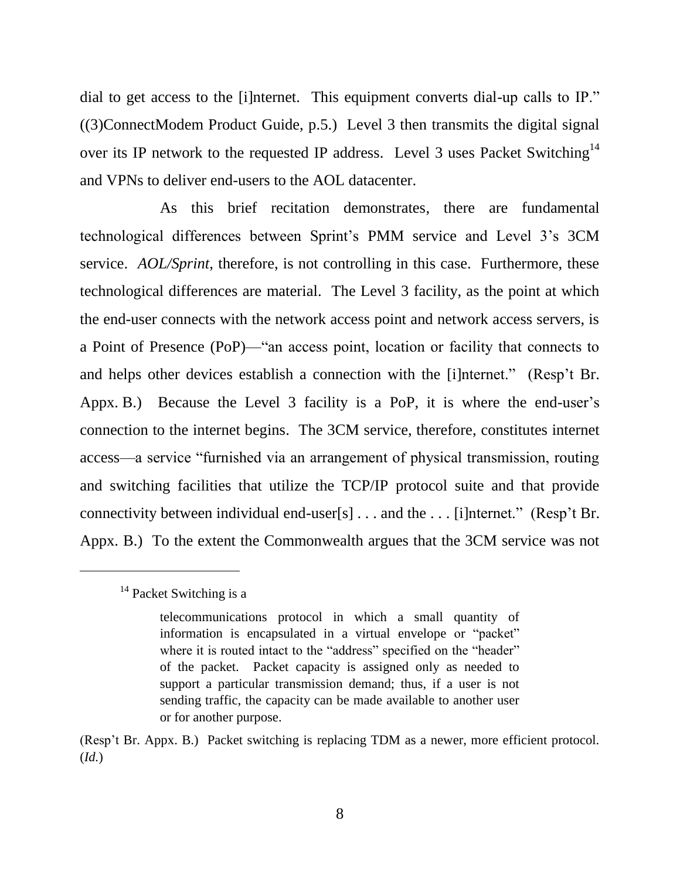dial to get access to the [i]nternet. This equipment converts dial-up calls to IP." ((3)ConnectModem Product Guide, p.5.) Level 3 then transmits the digital signal over its IP network to the requested IP address. Level 3 uses Packet Switching[14] and VPNs to deliver end-users to the AOL datacenter.

As this brief recitation demonstrates, there are fundamental technological differences between Sprint's PMM service and Level 3's 3CM service. *AOL/Sprint*, therefore, is not controlling in this case. Furthermore, these technological differences are material. The Level 3 facility, as the point at which the end-user connects with the network access point and network access servers, is a Point of Presence (PoP)—"an access point, location or facility that connects to and helps other devices establish a connection with the [i]nternet." (Resp't Br. Appx. B.) Because the Level 3 facility is a PoP, it is where the end-user's connection to the internet begins. The 3CM service, therefore, constitutes internet access—a service "furnished via an arrangement of physical transmission, routing and switching facilities that utilize the TCP/IP protocol suite and that provide connectivity between individual end-user[s] . . . and the . . . [i]nternet." (Resp't Br. Appx. B.) To the extent the Commonwealth argues that the 3CM service was not

---

[14] Packet Switching is a

> telecommunications protocol in which a small quantity of information is encapsulated in a virtual envelope or "packet" where it is routed intact to the "address" specified on the "header" of the packet. Packet capacity is assigned only as needed to support a particular transmission demand; thus, if a user is not sending traffic, the capacity can be made available to another user or for another purpose.

(Resp't Br. Appx. B.) Packet switching is replacing TDM as a newer, more efficient protocol. (*Id.*)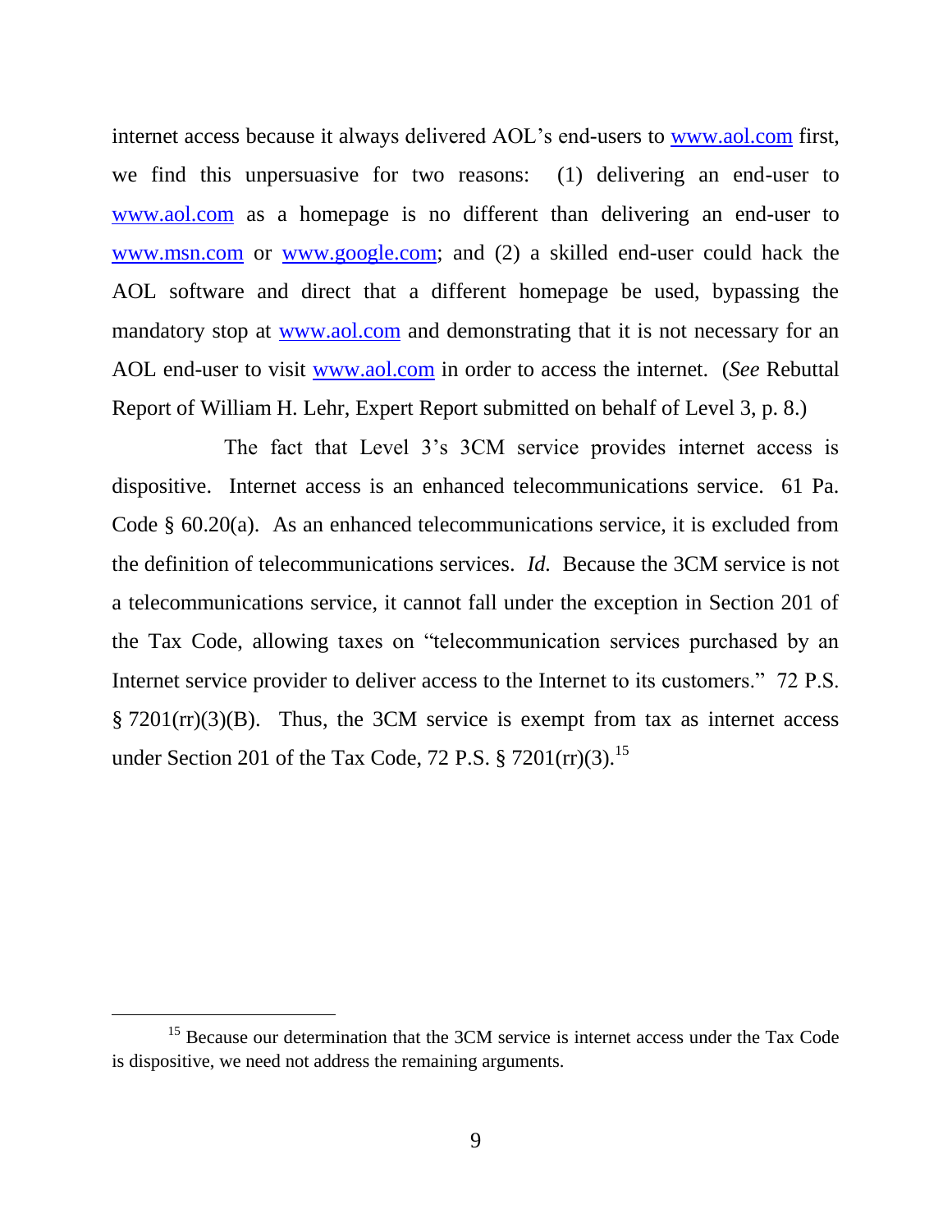internet access because it always delivered AOL's end-users to www.aol.com first, we find this unpersuasive for two reasons: (1) delivering an end-user to www.aol.com as a homepage is no different than delivering an end-user to www.msn.com or www.google.com; and (2) a skilled end-user could hack the AOL software and direct that a different homepage be used, bypassing the mandatory stop at www.aol.com and demonstrating that it is not necessary for an AOL end-user to visit www.aol.com in order to access the internet. (*See* Rebuttal Report of William H. Lehr, Expert Report submitted on behalf of Level 3, p. 8.)

The fact that Level 3's 3CM service provides internet access is dispositive. Internet access is an enhanced telecommunications service. 61 Pa. Code § 60.20(a). As an enhanced telecommunications service, it is excluded from the definition of telecommunications services. *Id.* Because the 3CM service is not a telecommunications service, it cannot fall under the exception in Section 201 of the Tax Code, allowing taxes on "telecommunication services purchased by an Internet service provider to deliver access to the Internet to its customers." 72 P.S. § 7201(rr)(3)(B). Thus, the 3CM service is exempt from tax as internet access under Section 201 of the Tax Code, 72 P.S. § 7201(rr)(3).[15]

---

[15] Because our determination that the 3CM service is internet access under the Tax Code is dispositive, we need not address the remaining arguments.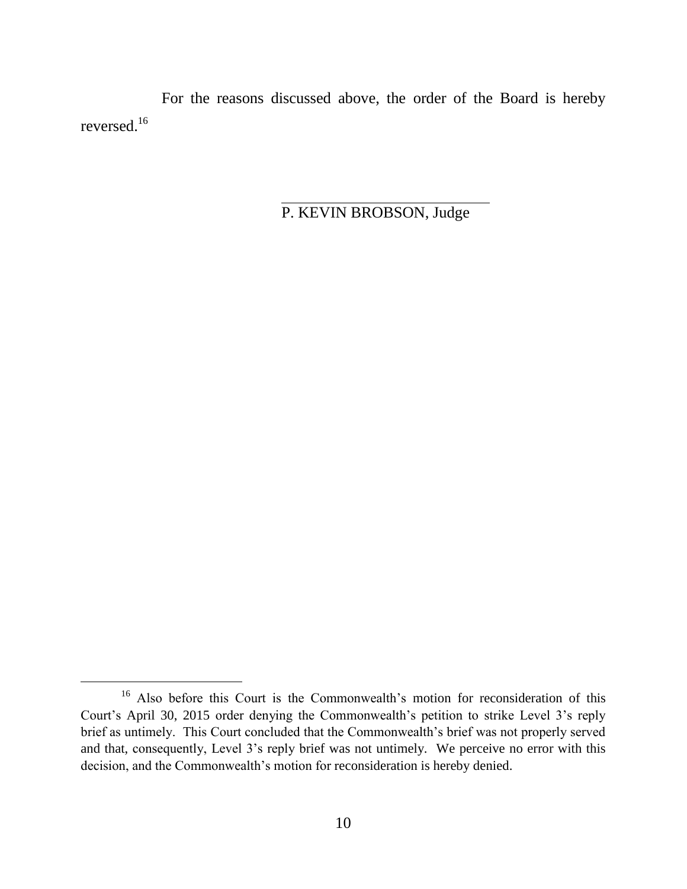For the reasons discussed above, the order of the Board is hereby reversed.[16]

P. KEVIN BROBSON, Judge

[16] Also before this Court is the Commonwealth's motion for reconsideration of this Court's April 30, 2015 order denying the Commonwealth's petition to strike Level 3's reply brief as untimely. This Court concluded that the Commonwealth's brief was not properly served and that, consequently, Level 3's reply brief was not untimely. We perceive no error with this decision, and the Commonwealth's motion for reconsideration is hereby denied.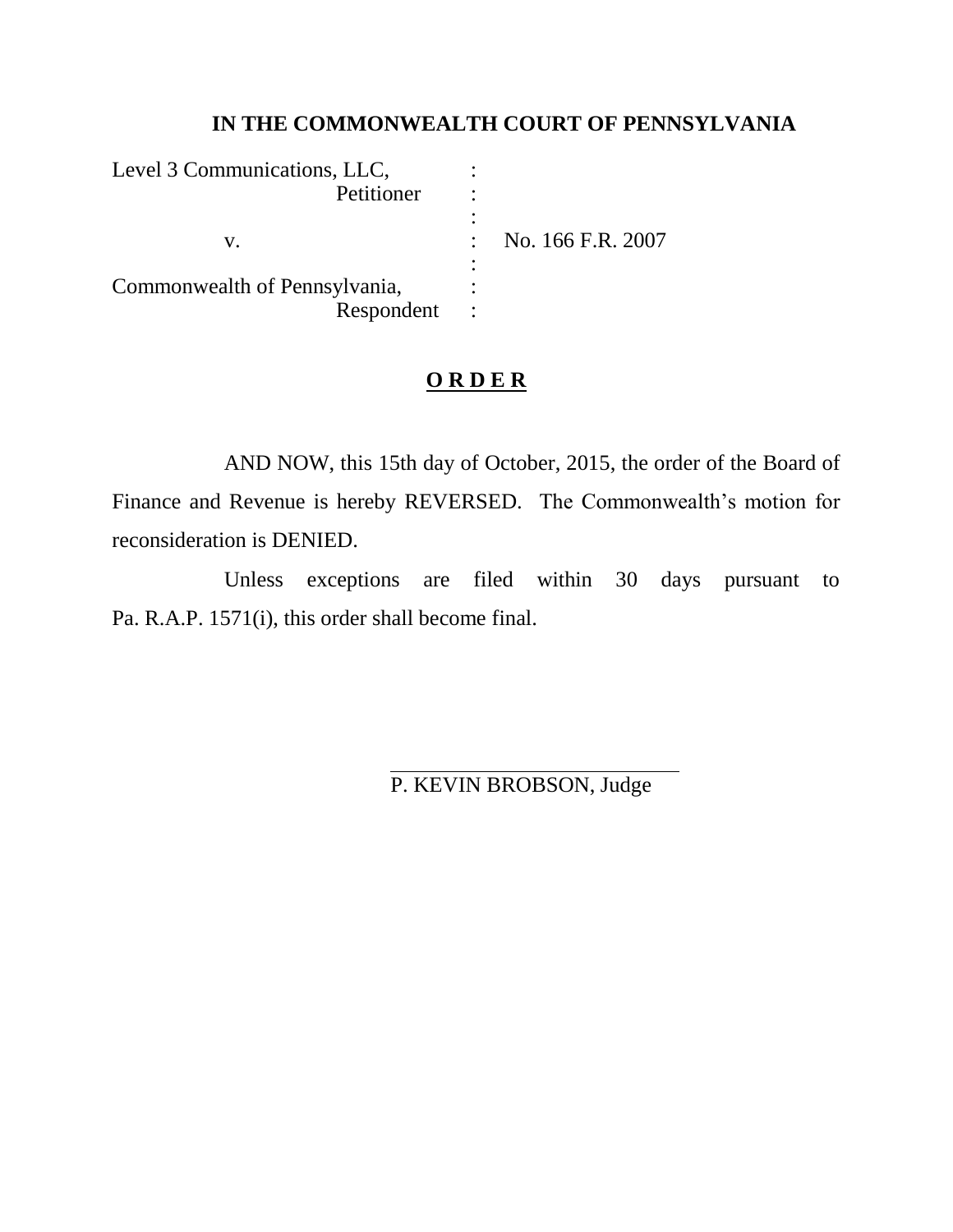**IN THE COMMONWEALTH COURT OF PENNSYLVANIA**

| | | |
|---|---|---|
| Level 3 Communications, LLC, Petitioner | : | |
| v. | : | No. 166 F.R. 2007 |
| Commonwealth of Pennsylvania, Respondent | : | |

**O R D E R**

AND NOW, this 15th day of October, 2015, the order of the Board of Finance and Revenue is hereby REVERSED. The Commonwealth's motion for reconsideration is DENIED.

Unless exceptions are filed within 30 days pursuant to Pa. R.A.P. 1571(i), this order shall become final.

P. KEVIN BROBSON, Judge